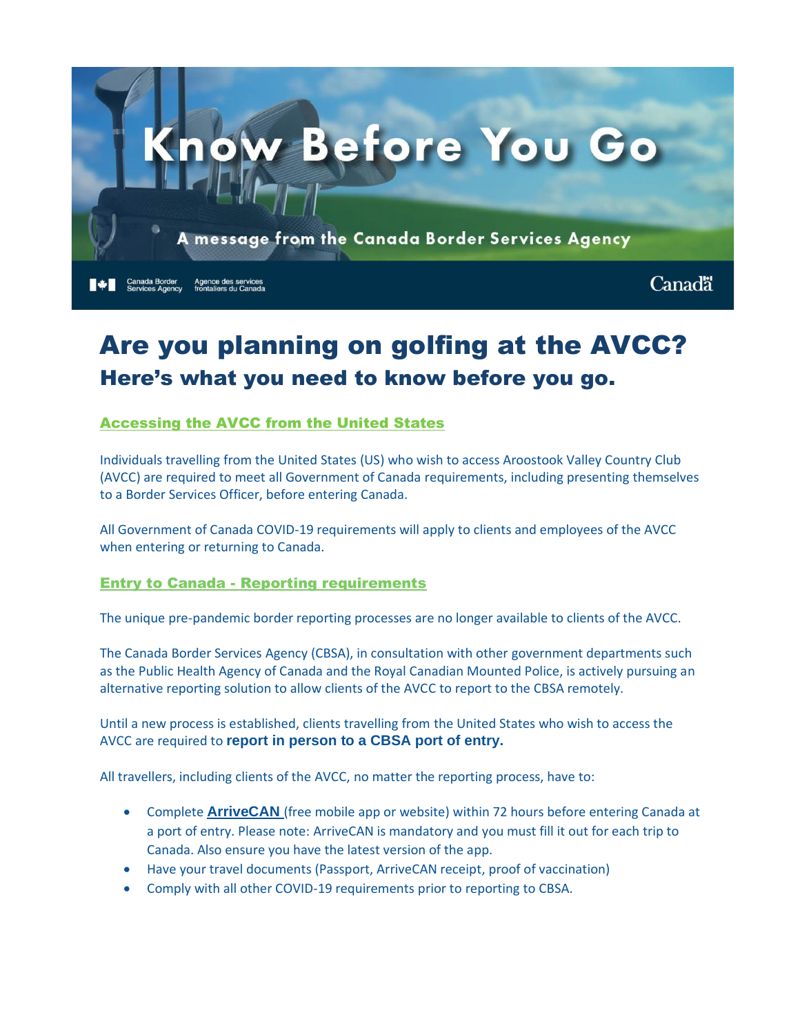# Know Before You Go

A message from the Canada Border Services Agency

Canada Border Services Agency — Agence des services frontaliers du Canada

Canada

# Are you planning on golfing at the AVCC?

## Here's what you need to know before you go.

### Accessing the AVCC from the United States

Individuals travelling from the United States (US) who wish to access Aroostook Valley Country Club (AVCC) are required to meet all Government of Canada requirements, including presenting themselves to a Border Services Officer, before entering Canada.

All Government of Canada COVID-19 requirements will apply to clients and employees of the AVCC when entering or returning to Canada.

### Entry to Canada - Reporting requirements

The unique pre-pandemic border reporting processes are no longer available to clients of the AVCC.

The Canada Border Services Agency (CBSA), in consultation with other government departments such as the Public Health Agency of Canada and the Royal Canadian Mounted Police, is actively pursuing an alternative reporting solution to allow clients of the AVCC to report to the CBSA remotely.

Until a new process is established, clients travelling from the United States who wish to access the AVCC are required to **report in person to a CBSA port of entry.**

All travellers, including clients of the AVCC, no matter the reporting process, have to:

- Complete **ArriveCAN** (free mobile app or website) within 72 hours before entering Canada at a port of entry. Please note: ArriveCAN is mandatory and you must fill it out for each trip to Canada. Also ensure you have the latest version of the app.
- Have your travel documents (Passport, ArriveCAN receipt, proof of vaccination)
- Comply with all other COVID-19 requirements prior to reporting to CBSA.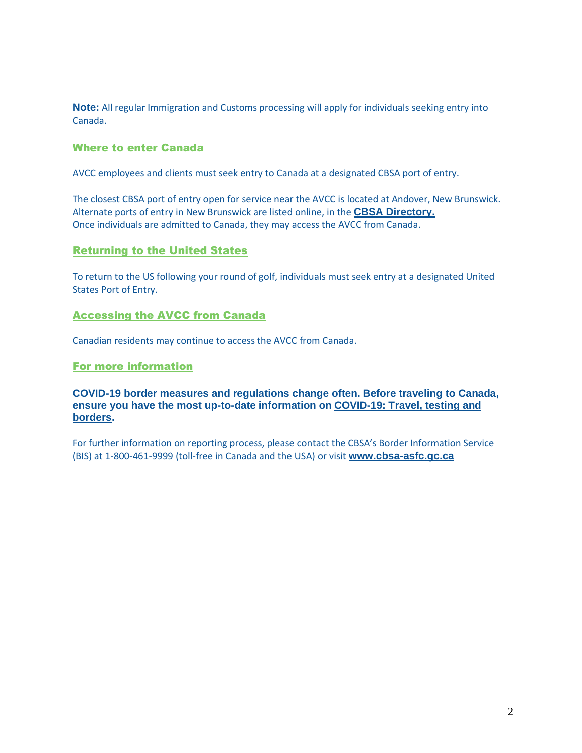**Note:** All regular Immigration and Customs processing will apply for individuals seeking entry into Canada.

## Where to enter Canada

AVCC employees and clients must seek entry to Canada at a designated CBSA port of entry.

The closest CBSA port of entry open for service near the AVCC is located at Andover, New Brunswick. Alternate ports of entry in New Brunswick are listed online, in the **CBSA Directory.**
Once individuals are admitted to Canada, they may access the AVCC from Canada.

## Returning to the United States

To return to the US following your round of golf, individuals must seek entry at a designated United States Port of Entry.

## Accessing the AVCC from Canada

Canadian residents may continue to access the AVCC from Canada.

## For more information

**COVID-19 border measures and regulations change often. Before traveling to Canada, ensure you have the most up-to-date information on COVID-19: Travel, testing and borders.**

For further information on reporting process, please contact the CBSA's Border Information Service (BIS) at 1-800-461-9999 (toll-free in Canada and the USA) or visit **www.cbsa-asfc.gc.ca**